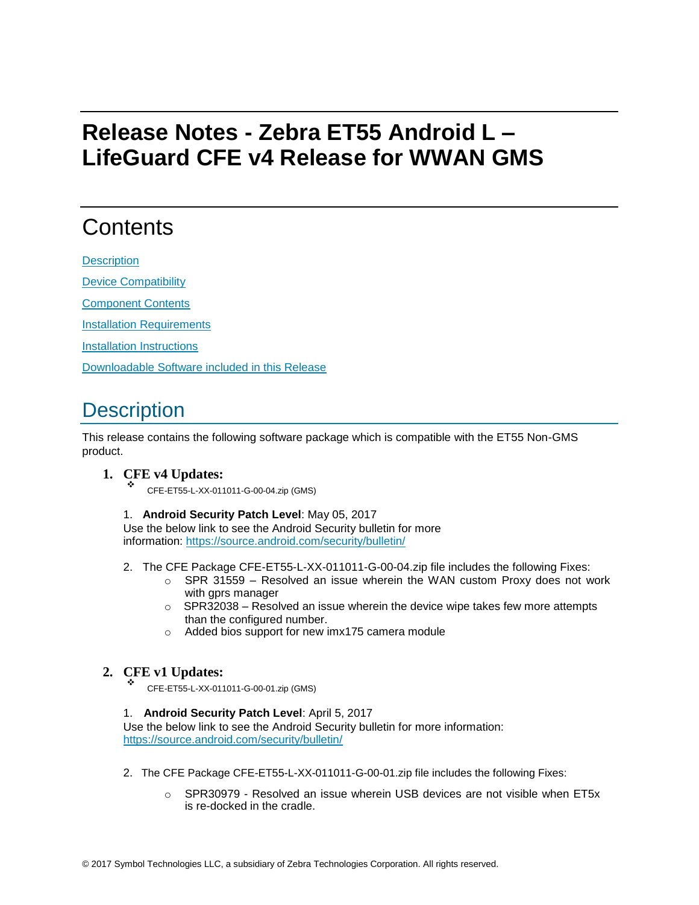# Release Notes - Zebra ET55 Android L – LifeGuard CFE v4 Release for WWAN GMS

## Contents

[Description](#description)

[Device Compatibility](#device-compatibility)

[Component Contents](#component-contents)

[Installation Requirements](#installation-requirements)

[Installation Instructions](#installation-instructions)

[Downloadable Software included in this Release](#downloadable-software-included-in-this-release)

## Description

This release contains the following software package which is compatible with the ET55 Non-GMS product.

1. **CFE v4 Updates:**
   - CFE-ET55-L-XX-011011-G-00-04.zip (GMS)

   1. **Android Security Patch Level**: May 05, 2017
   Use the below link to see the Android Security bulletin for more information: https://source.android.com/security/bulletin/

   2. The CFE Package CFE-ET55-L-XX-011011-G-00-04.zip file includes the following Fixes:
      - SPR 31559 – Resolved an issue wherein the WAN custom Proxy does not work with gprs manager
      - SPR32038 – Resolved an issue wherein the device wipe takes few more attempts than the configured number.
      - Added bios support for new imx175 camera module

2. **CFE v1 Updates:**
   - CFE-ET55-L-XX-011011-G-00-01.zip (GMS)

   1. **Android Security Patch Level**: April 5, 2017
   Use the below link to see the Android Security bulletin for more information: https://source.android.com/security/bulletin/

   2. The CFE Package CFE-ET55-L-XX-011011-G-00-01.zip file includes the following Fixes:
      - SPR30979 - Resolved an issue wherein USB devices are not visible when ET5x is re-docked in the cradle.

© 2017 Symbol Technologies LLC, a subsidiary of Zebra Technologies Corporation. All rights reserved.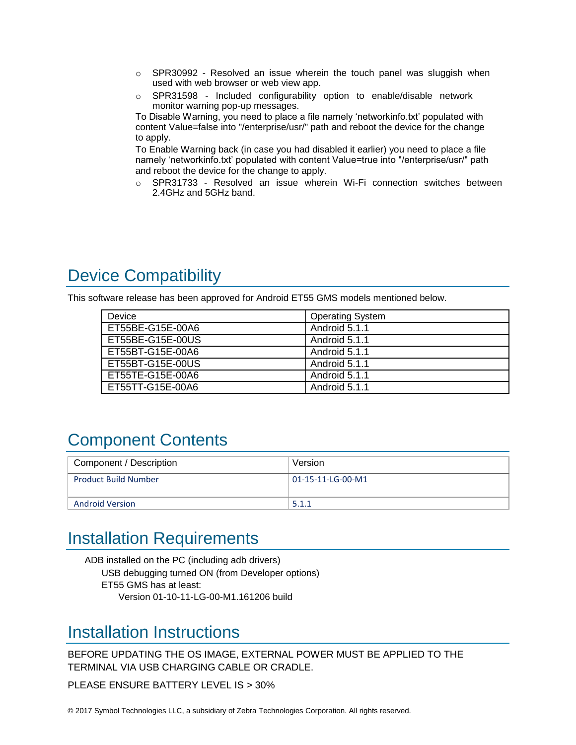- SPR30992 - Resolved an issue wherein the touch panel was sluggish when used with web browser or web view app.
- SPR31598 - Included configurability option to enable/disable network monitor warning pop-up messages.

To Disable Warning, you need to place a file namely 'networkinfo.txt' populated with content Value=false into "/enterprise/usr/" path and reboot the device for the change to apply.

To Enable Warning back (in case you had disabled it earlier) you need to place a file namely 'networkinfo.txt' populated with content Value=true into "/enterprise/usr/" path and reboot the device for the change to apply.

- SPR31733 - Resolved an issue wherein Wi-Fi connection switches between 2.4GHz and 5GHz band.

# Device Compatibility

This software release has been approved for Android ET55 GMS models mentioned below.

| Device | Operating System |
|---|---|
| ET55BE-G15E-00A6 | Android 5.1.1 |
| ET55BE-G15E-00US | Android 5.1.1 |
| ET55BT-G15E-00A6 | Android 5.1.1 |
| ET55BT-G15E-00US | Android 5.1.1 |
| ET55TE-G15E-00A6 | Android 5.1.1 |
| ET55TT-G15E-00A6 | Android 5.1.1 |

# Component Contents

| Component / Description | Version |
|---|---|
| Product Build Number | 01-15-11-LG-00-M1 |
| Android Version | 5.1.1 |

# Installation Requirements

- ADB installed on the PC (including adb drivers)
  - USB debugging turned ON (from Developer options)
  - ET55 GMS has at least:
    - Version 01-10-11-LG-00-M1.161206 build

# Installation Instructions

BEFORE UPDATING THE OS IMAGE, EXTERNAL POWER MUST BE APPLIED TO THE TERMINAL VIA USB CHARGING CABLE OR CRADLE.

PLEASE ENSURE BATTERY LEVEL IS > 30%

© 2017 Symbol Technologies LLC, a subsidiary of Zebra Technologies Corporation. All rights reserved.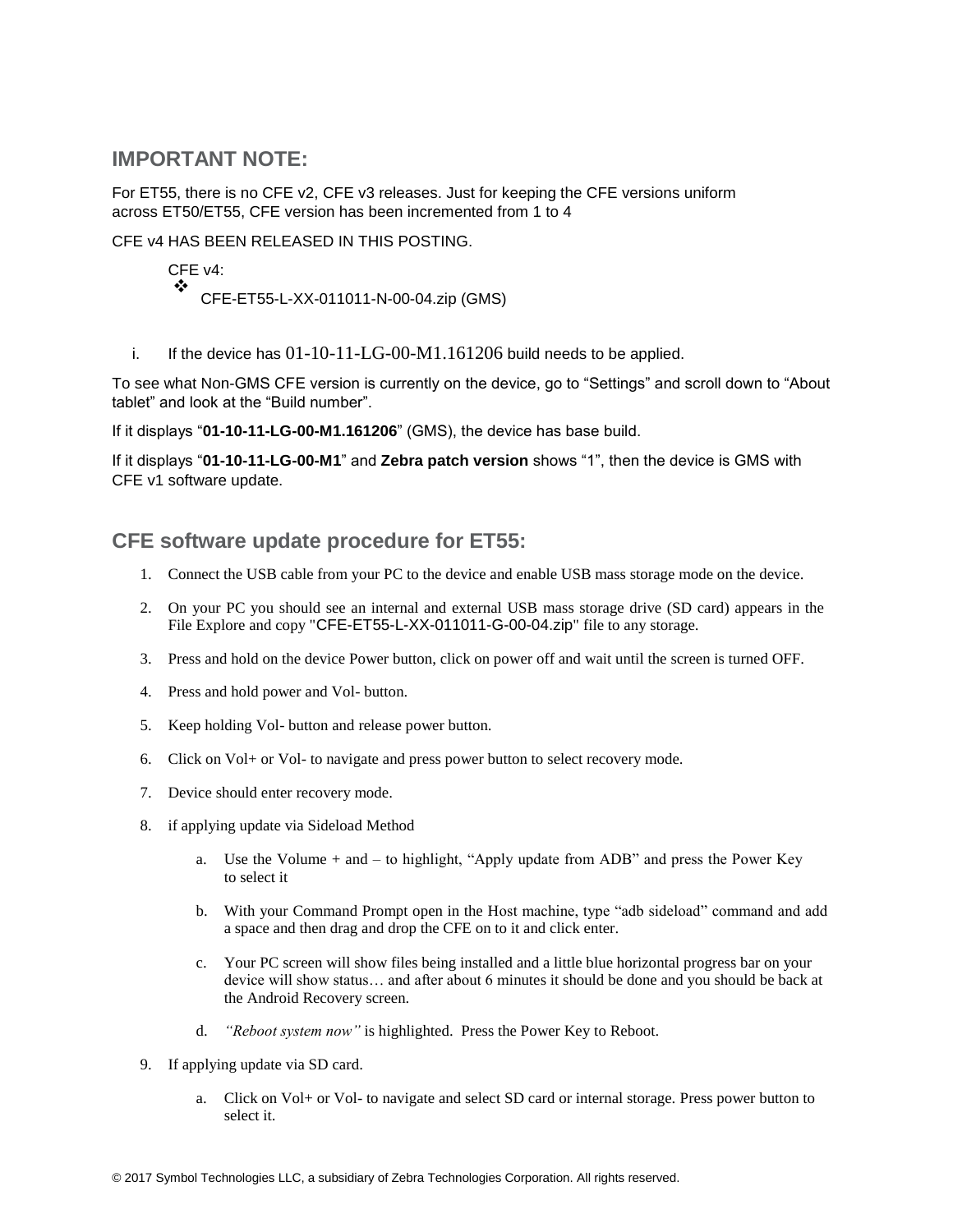## IMPORTANT NOTE:

For ET55, there is no CFE v2, CFE v3 releases. Just for keeping the CFE versions uniform across ET50/ET55, CFE version has been incremented from 1 to 4

CFE v4 HAS BEEN RELEASED IN THIS POSTING.

CFE v4:

- CFE-ET55-L-XX-011011-N-00-04.zip (GMS)

i. If the device has 01-10-11-LG-00-M1.161206 build needs to be applied.

To see what Non-GMS CFE version is currently on the device, go to "Settings" and scroll down to "About tablet" and look at the "Build number".

If it displays "**01-10-11-LG-00-M1.161206**" (GMS), the device has base build.

If it displays "**01-10-11-LG-00-M1**" and **Zebra patch version** shows "1", then the device is GMS with CFE v1 software update.

## CFE software update procedure for ET55:

1. Connect the USB cable from your PC to the device and enable USB mass storage mode on the device.
2. On your PC you should see an internal and external USB mass storage drive (SD card) appears in the File Explore and copy "CFE-ET55-L-XX-011011-G-00-04.zip" file to any storage.
3. Press and hold on the device Power button, click on power off and wait until the screen is turned OFF.
4. Press and hold power and Vol- button.
5. Keep holding Vol- button and release power button.
6. Click on Vol+ or Vol- to navigate and press power button to select recovery mode.
7. Device should enter recovery mode.
8. if applying update via Sideload Method
   a. Use the Volume + and – to highlight, "Apply update from ADB" and press the Power Key to select it
   b. With your Command Prompt open in the Host machine, type "adb sideload" command and add a space and then drag and drop the CFE on to it and click enter.
   c. Your PC screen will show files being installed and a little blue horizontal progress bar on your device will show status… and after about 6 minutes it should be done and you should be back at the Android Recovery screen.
   d. *"Reboot system now"* is highlighted. Press the Power Key to Reboot.
9. If applying update via SD card.
   a. Click on Vol+ or Vol- to navigate and select SD card or internal storage. Press power button to select it.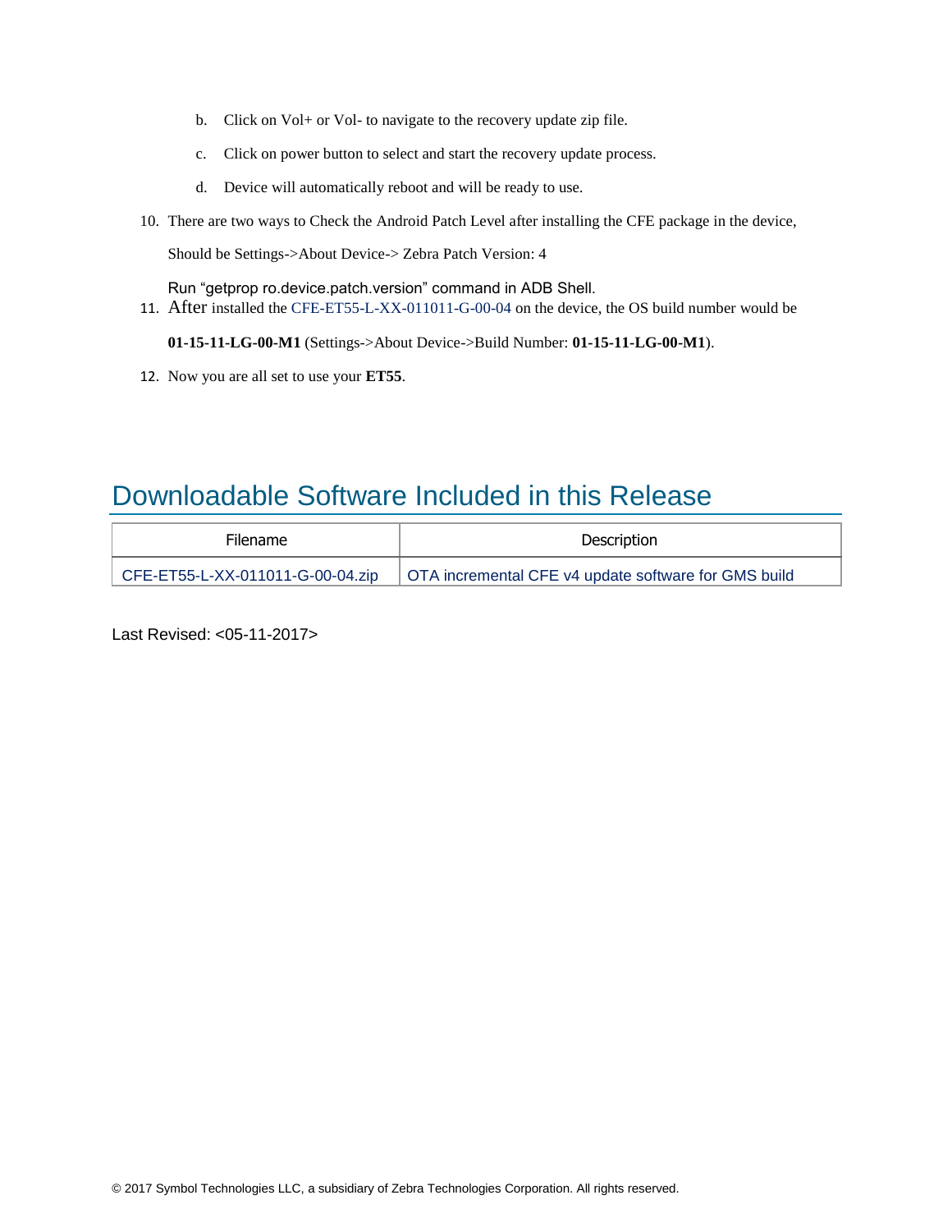b. Click on Vol+ or Vol- to navigate to the recovery update zip file.

   c. Click on power button to select and start the recovery update process.

   d. Device will automatically reboot and will be ready to use.

10. There are two ways to Check the Android Patch Level after installing the CFE package in the device,

    Should be Settings->About Device-> Zebra Patch Version: 4

    Run “getprop ro.device.patch.version” command in ADB Shell.

11. After installed the CFE-ET55-L-XX-011011-G-00-04 on the device, the OS build number would be

    **01-15-11-LG-00-M1** (Settings->About Device->Build Number: **01-15-11-LG-00-M1**).

12. Now you are all set to use your **ET55**.

# Downloadable Software Included in this Release

| Filename | Description |
| --- | --- |
| CFE-ET55-L-XX-011011-G-00-04.zip | OTA incremental CFE v4 update software for GMS build |

Last Revised: <05-11-2017>

© 2017 Symbol Technologies LLC, a subsidiary of Zebra Technologies Corporation. All rights reserved.